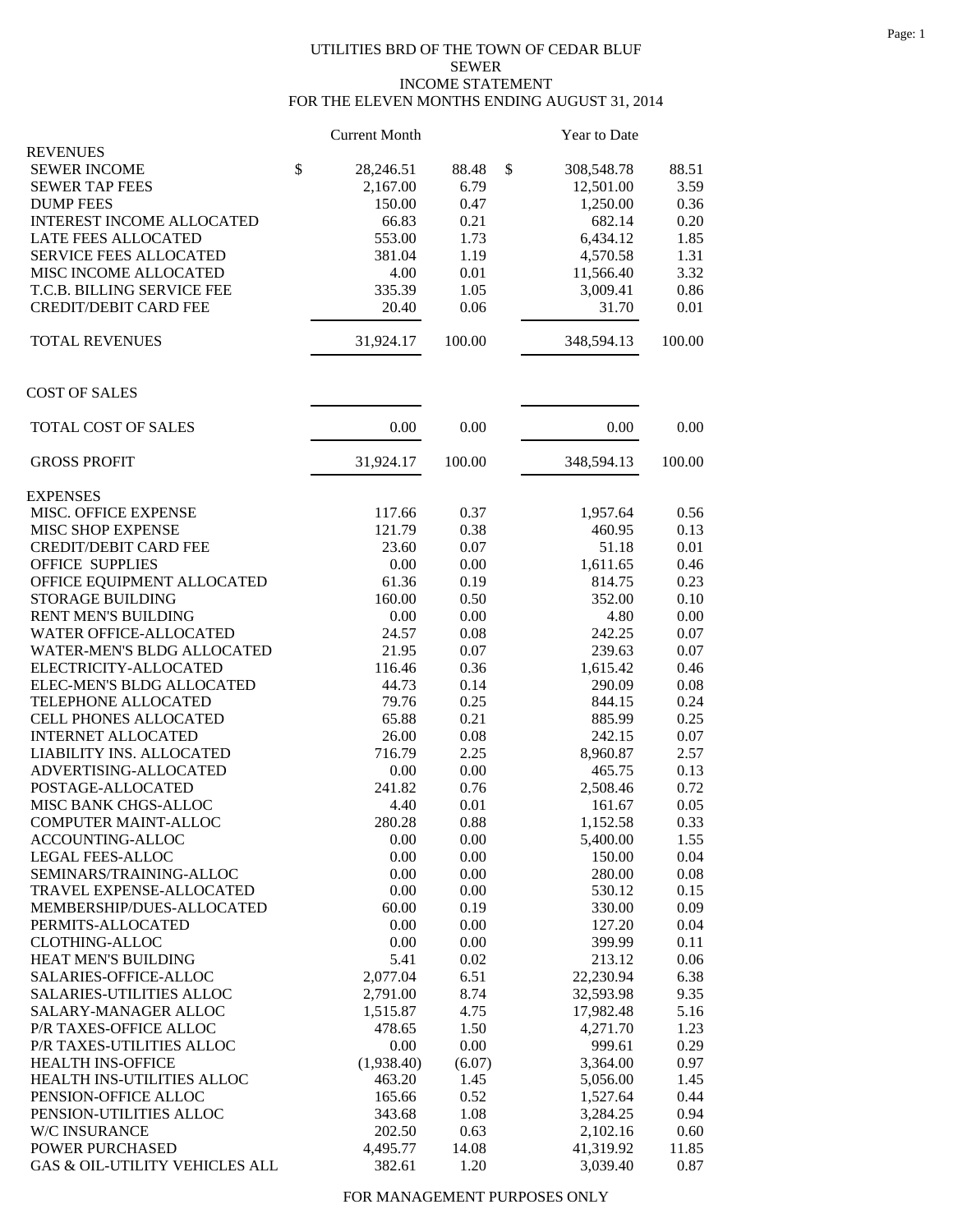UTILITIES BRD OF THE TOWN OF CEDAR BLUF
SEWER
INCOME STATEMENT
FOR THE ELEVEN MONTHS ENDING AUGUST 31, 2014

| | Current Month | | Year to Date | |
|---|---|---|---|---|
| **REVENUES** | | | | |
| SEWER INCOME | $ 28,246.51 | 88.48 | $ 308,548.78 | 88.51 |
| SEWER TAP FEES | 2,167.00 | 6.79 | 12,501.00 | 3.59 |
| DUMP FEES | 150.00 | 0.47 | 1,250.00 | 0.36 |
| INTEREST INCOME ALLOCATED | 66.83 | 0.21 | 682.14 | 0.20 |
| LATE FEES ALLOCATED | 553.00 | 1.73 | 6,434.12 | 1.85 |
| SERVICE FEES ALLOCATED | 381.04 | 1.19 | 4,570.58 | 1.31 |
| MISC INCOME ALLOCATED | 4.00 | 0.01 | 11,566.40 | 3.32 |
| T.C.B. BILLING SERVICE FEE | 335.39 | 1.05 | 3,009.41 | 0.86 |
| CREDIT/DEBIT CARD FEE | 20.40 | 0.06 | 31.70 | 0.01 |
| TOTAL REVENUES | 31,924.17 | 100.00 | 348,594.13 | 100.00 |
| **COST OF SALES** | | | | |
| TOTAL COST OF SALES | 0.00 | 0.00 | 0.00 | 0.00 |
| GROSS PROFIT | 31,924.17 | 100.00 | 348,594.13 | 100.00 |
| **EXPENSES** | | | | |
| MISC. OFFICE EXPENSE | 117.66 | 0.37 | 1,957.64 | 0.56 |
| MISC SHOP EXPENSE | 121.79 | 0.38 | 460.95 | 0.13 |
| CREDIT/DEBIT CARD FEE | 23.60 | 0.07 | 51.18 | 0.01 |
| OFFICE SUPPLIES | 0.00 | 0.00 | 1,611.65 | 0.46 |
| OFFICE EQUIPMENT ALLOCATED | 61.36 | 0.19 | 814.75 | 0.23 |
| STORAGE BUILDING | 160.00 | 0.50 | 352.00 | 0.10 |
| RENT MEN'S BUILDING | 0.00 | 0.00 | 4.80 | 0.00 |
| WATER OFFICE-ALLOCATED | 24.57 | 0.08 | 242.25 | 0.07 |
| WATER-MEN'S BLDG ALLOCATED | 21.95 | 0.07 | 239.63 | 0.07 |
| ELECTRICITY-ALLOCATED | 116.46 | 0.36 | 1,615.42 | 0.46 |
| ELEC-MEN'S BLDG ALLOCATED | 44.73 | 0.14 | 290.09 | 0.08 |
| TELEPHONE ALLOCATED | 79.76 | 0.25 | 844.15 | 0.24 |
| CELL PHONES ALLOCATED | 65.88 | 0.21 | 885.99 | 0.25 |
| INTERNET ALLOCATED | 26.00 | 0.08 | 242.15 | 0.07 |
| LIABILITY INS. ALLOCATED | 716.79 | 2.25 | 8,960.87 | 2.57 |
| ADVERTISING-ALLOCATED | 0.00 | 0.00 | 465.75 | 0.13 |
| POSTAGE-ALLOCATED | 241.82 | 0.76 | 2,508.46 | 0.72 |
| MISC BANK CHGS-ALLOC | 4.40 | 0.01 | 161.67 | 0.05 |
| COMPUTER MAINT-ALLOC | 280.28 | 0.88 | 1,152.58 | 0.33 |
| ACCOUNTING-ALLOC | 0.00 | 0.00 | 5,400.00 | 1.55 |
| LEGAL FEES-ALLOC | 0.00 | 0.00 | 150.00 | 0.04 |
| SEMINARS/TRAINING-ALLOC | 0.00 | 0.00 | 280.00 | 0.08 |
| TRAVEL EXPENSE-ALLOCATED | 0.00 | 0.00 | 530.12 | 0.15 |
| MEMBERSHIP/DUES-ALLOCATED | 60.00 | 0.19 | 330.00 | 0.09 |
| PERMITS-ALLOCATED | 0.00 | 0.00 | 127.20 | 0.04 |
| CLOTHING-ALLOC | 0.00 | 0.00 | 399.99 | 0.11 |
| HEAT MEN'S BUILDING | 5.41 | 0.02 | 213.12 | 0.06 |
| SALARIES-OFFICE-ALLOC | 2,077.04 | 6.51 | 22,230.94 | 6.38 |
| SALARIES-UTILITIES ALLOC | 2,791.00 | 8.74 | 32,593.98 | 9.35 |
| SALARY-MANAGER ALLOC | 1,515.87 | 4.75 | 17,982.48 | 5.16 |
| P/R TAXES-OFFICE ALLOC | 478.65 | 1.50 | 4,271.70 | 1.23 |
| P/R TAXES-UTILITIES ALLOC | 0.00 | 0.00 | 999.61 | 0.29 |
| HEALTH INS-OFFICE | (1,938.40) | (6.07) | 3,364.00 | 0.97 |
| HEALTH INS-UTILITIES ALLOC | 463.20 | 1.45 | 5,056.00 | 1.45 |
| PENSION-OFFICE ALLOC | 165.66 | 0.52 | 1,527.64 | 0.44 |
| PENSION-UTILITIES ALLOC | 343.68 | 1.08 | 3,284.25 | 0.94 |
| W/C INSURANCE | 202.50 | 0.63 | 2,102.16 | 0.60 |
| POWER PURCHASED | 4,495.77 | 14.08 | 41,319.92 | 11.85 |
| GAS & OIL-UTILITY VEHICLES ALL | 382.61 | 1.20 | 3,039.40 | 0.87 |

FOR MANAGEMENT PURPOSES ONLY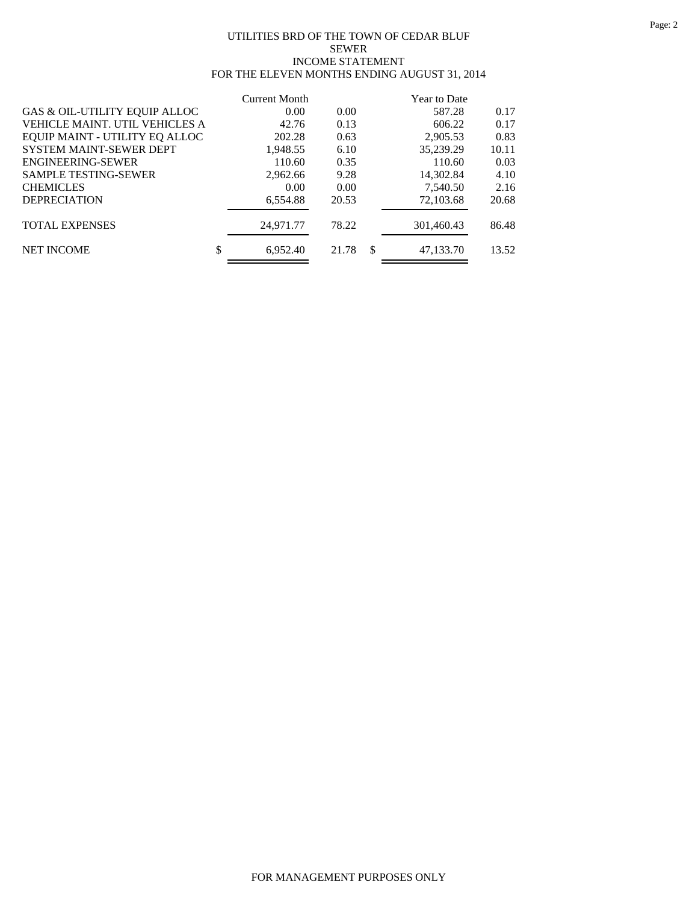UTILITIES BRD OF THE TOWN OF CEDAR BLUF
SEWER
INCOME STATEMENT
FOR THE ELEVEN MONTHS ENDING AUGUST 31, 2014

| | Current Month | | Year to Date | |
|---|---|---|---|---|
| GAS & OIL-UTILITY EQUIP ALLOC | 0.00 | 0.00 | 587.28 | 0.17 |
| VEHICLE MAINT. UTIL VEHICLES A | 42.76 | 0.13 | 606.22 | 0.17 |
| EQUIP MAINT - UTILITY EQ ALLOC | 202.28 | 0.63 | 2,905.53 | 0.83 |
| SYSTEM MAINT-SEWER DEPT | 1,948.55 | 6.10 | 35,239.29 | 10.11 |
| ENGINEERING-SEWER | 110.60 | 0.35 | 110.60 | 0.03 |
| SAMPLE TESTING-SEWER | 2,962.66 | 9.28 | 14,302.84 | 4.10 |
| CHEMICLES | 0.00 | 0.00 | 7,540.50 | 2.16 |
| DEPRECIATION | 6,554.88 | 20.53 | 72,103.68 | 20.68 |
| TOTAL EXPENSES | 24,971.77 | 78.22 | 301,460.43 | 86.48 |
| NET INCOME | $ 6,952.40 | 21.78 | $ 47,133.70 | 13.52 |

FOR MANAGEMENT PURPOSES ONLY